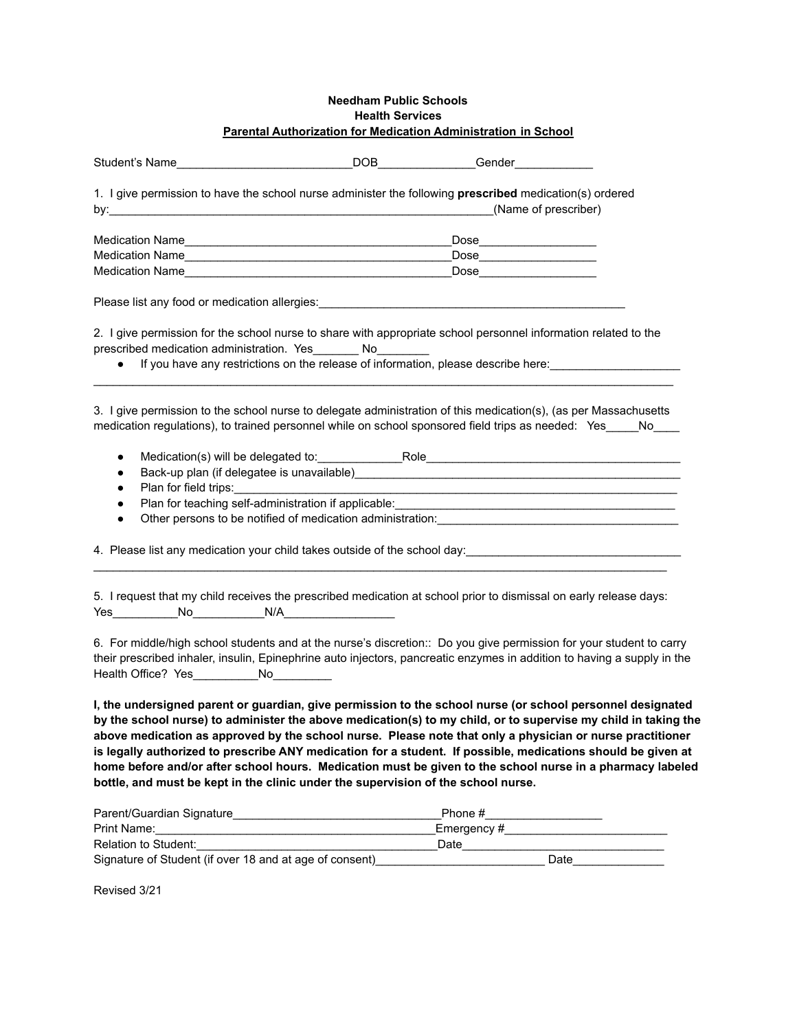**Needham Public Schools**
**Health Services**
**Parental Authorization for Medication Administration in School**

Student's Name___________________________DOB_______________Gender____________

1. I give permission to have the school nurse administer the following **prescribed** medication(s) ordered by:_____________________________________________________________(Name of prescriber)

Medication Name_________________________________________Dose__________________
Medication Name_________________________________________Dose__________________
Medication Name_________________________________________Dose__________________

Please list any food or medication allergies:_________________________________________________

2. I give permission for the school nurse to share with appropriate school personnel information related to the prescribed medication administration. Yes_______ No________

- If you have any restrictions on the release of information, please describe here:____________________

_____________________________________________________________________________________________

3. I give permission to the school nurse to delegate administration of this medication(s), (as per Massachusetts medication regulations), to trained personnel while on school sponsored field trips as needed: Yes_____No____

- Medication(s) will be delegated to:_____________Role_________________________________________
- Back-up plan (if delegatee is unavailable)____________________________________________________
- Plan for field trips:______________________________________________________________________
- Plan for teaching self-administration if applicable:_____________________________________________
- Other persons to be notified of medication administration:______________________________________

4. Please list any medication your child takes outside of the school day:__________________________________

_____________________________________________________________________________________________

5. I request that my child receives the prescribed medication at school prior to dismissal on early release days: Yes__________No___________N/A_________________

6. For middle/high school students and at the nurse's discretion:: Do you give permission for your student to carry their prescribed inhaler, insulin, Epinephrine auto injectors, pancreatic enzymes in addition to having a supply in the Health Office? Yes__________No_________

**I, the undersigned parent or guardian, give permission to the school nurse (or school personnel designated by the school nurse) to administer the above medication(s) to my child, or to supervise my child in taking the above medication as approved by the school nurse. Please note that only a physician or nurse practitioner is legally authorized to prescribe ANY medication for a student. If possible, medications should be given at home before and/or after school hours. Medication must be given to the school nurse in a pharmacy labeled bottle, and must be kept in the clinic under the supervision of the school nurse.**

Parent/Guardian Signature________________________________Phone #__________________
Print Name:_________________________________________Emergency #_________________________
Relation to Student:_______________________________________Date______________________________
Signature of Student (if over 18 and at age of consent)__________________________ Date______________

Revised 3/21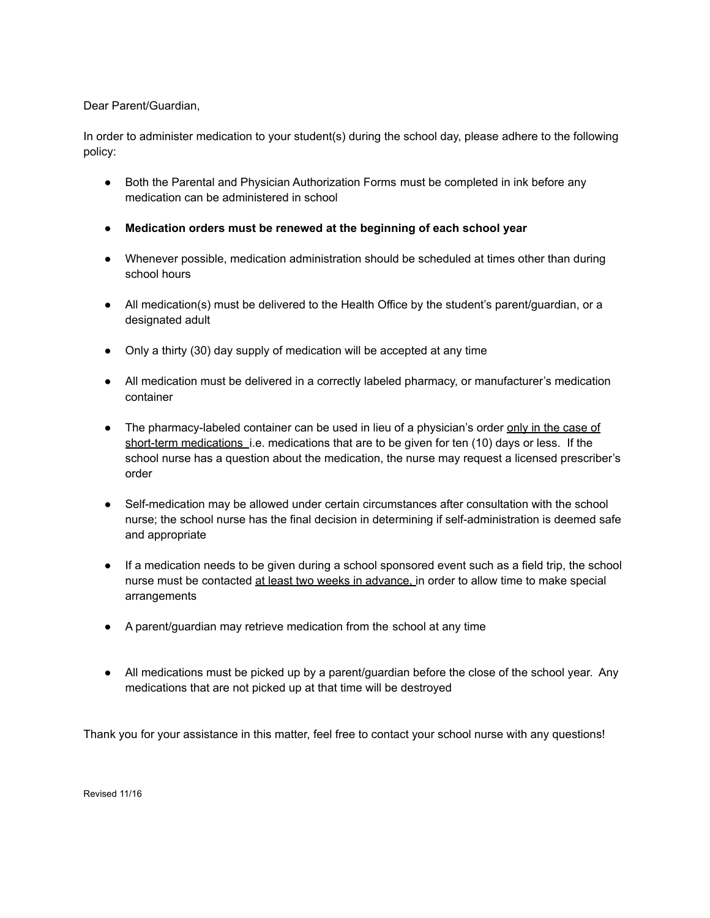Dear Parent/Guardian,

In order to administer medication to your student(s) during the school day, please adhere to the following policy:

- Both the Parental and Physician Authorization Forms must be completed in ink before any medication can be administered in school
- **Medication orders must be renewed at the beginning of each school year**
- Whenever possible, medication administration should be scheduled at times other than during school hours
- All medication(s) must be delivered to the Health Office by the student's parent/guardian, or a designated adult
- Only a thirty (30) day supply of medication will be accepted at any time
- All medication must be delivered in a correctly labeled pharmacy, or manufacturer's medication container
- The pharmacy-labeled container can be used in lieu of a physician's order <u>only in the case of short-term medications</u> i.e. medications that are to be given for ten (10) days or less. If the school nurse has a question about the medication, the nurse may request a licensed prescriber's order
- Self-medication may be allowed under certain circumstances after consultation with the school nurse; the school nurse has the final decision in determining if self-administration is deemed safe and appropriate
- If a medication needs to be given during a school sponsored event such as a field trip, the school nurse must be contacted <u>at least two weeks in advance,</u> in order to allow time to make special arrangements
- A parent/guardian may retrieve medication from the school at any time
- All medications must be picked up by a parent/guardian before the close of the school year. Any medications that are not picked up at that time will be destroyed

Thank you for your assistance in this matter, feel free to contact your school nurse with any questions!

Revised 11/16